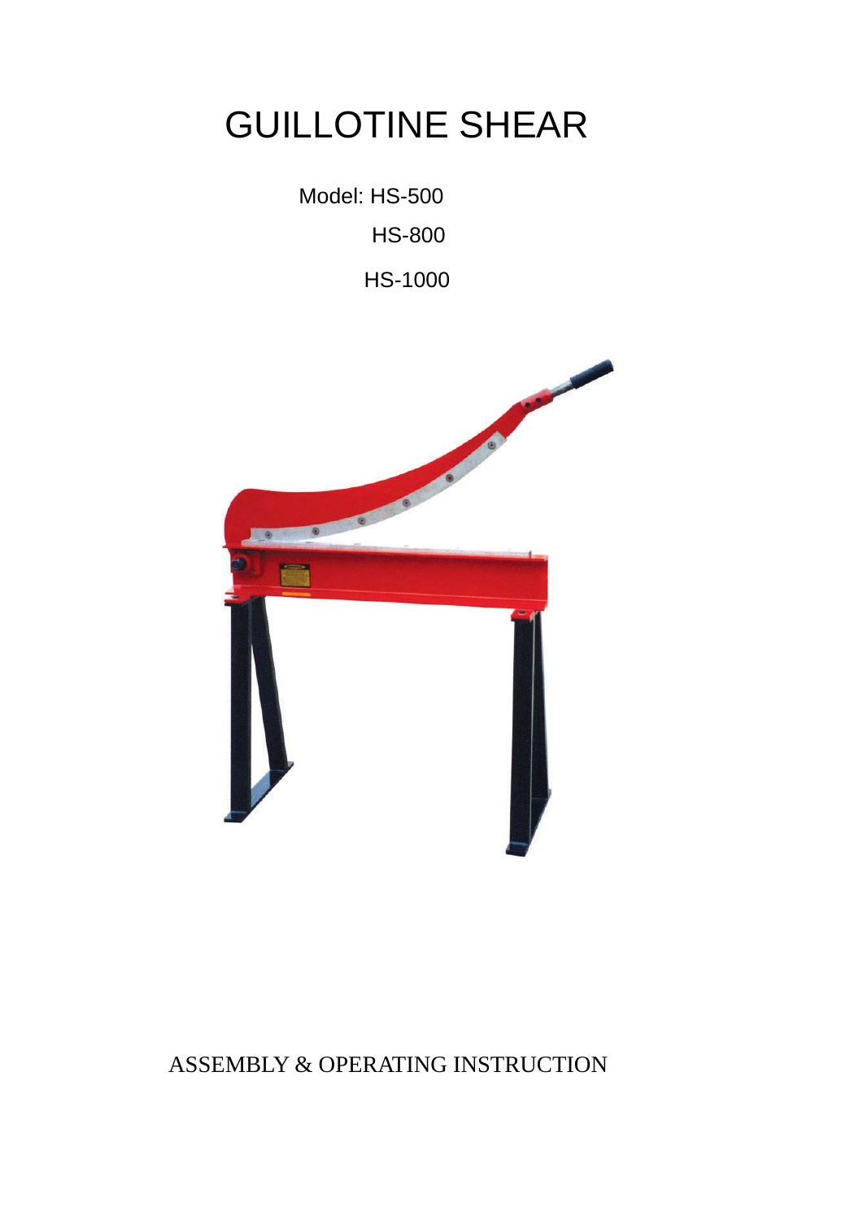# GUILLOTINE SHEAR

Model: HS-500

HS-800

HS-1000

ASSEMBLY & OPERATING INSTRUCTION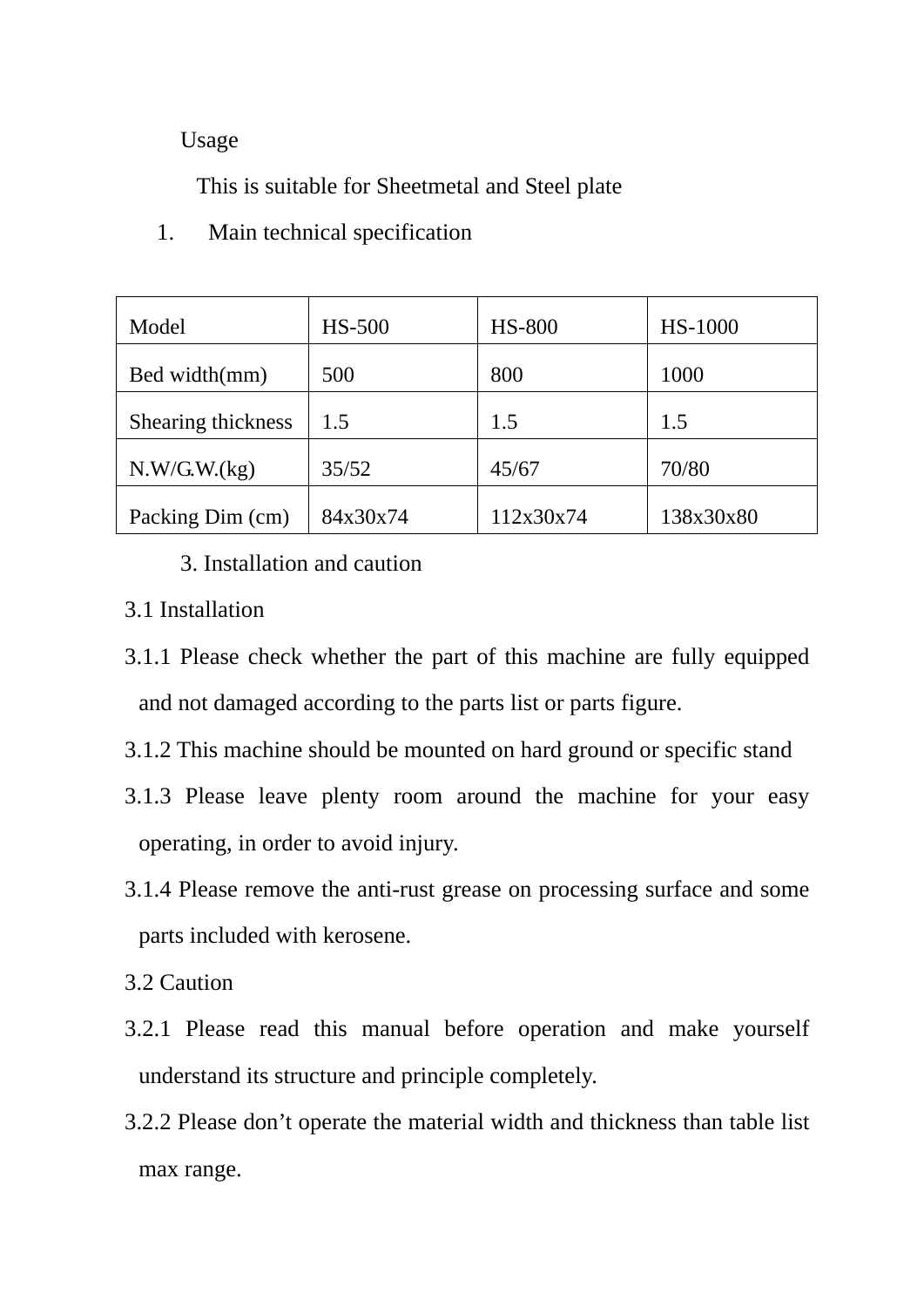Usage

This is suitable for Sheetmetal and Steel plate

1. Main technical specification

| Model | HS-500 | HS-800 | HS-1000 |
|---|---|---|---|
| Bed width(mm) | 500 | 800 | 1000 |
| Shearing thickness | 1.5 | 1.5 | 1.5 |
| N.W/G.W.(kg) | 35/52 | 45/67 | 70/80 |
| Packing Dim (cm) | 84x30x74 | 112x30x74 | 138x30x80 |

3. Installation and caution

3.1 Installation

3.1.1 Please check whether the part of this machine are fully equipped and not damaged according to the parts list or parts figure.

3.1.2 This machine should be mounted on hard ground or specific stand

3.1.3 Please leave plenty room around the machine for your easy operating, in order to avoid injury.

3.1.4 Please remove the anti-rust grease on processing surface and some parts included with kerosene.

3.2 Caution

3.2.1 Please read this manual before operation and make yourself understand its structure and principle completely.

3.2.2 Please don't operate the material width and thickness than table list max range.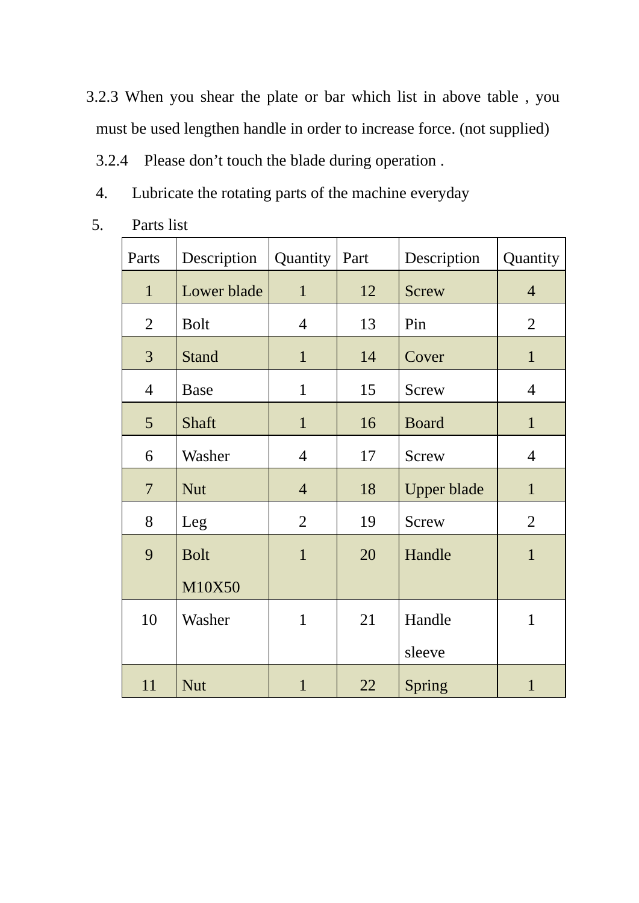3.2.3 When you shear the plate or bar which list in above table , you must be used lengthen handle in order to increase force. (not supplied)

3.2.4 Please don’t touch the blade during operation .

4. Lubricate the rotating parts of the machine everyday

5. Parts list

| Parts | Description | Quantity | Part | Description | Quantity |
|---|---|---|---|---|---|
| 1 | Lower blade | 1 | 12 | Screw | 4 |
| 2 | Bolt | 4 | 13 | Pin | 2 |
| 3 | Stand | 1 | 14 | Cover | 1 |
| 4 | Base | 1 | 15 | Screw | 4 |
| 5 | Shaft | 1 | 16 | Board | 1 |
| 6 | Washer | 4 | 17 | Screw | 4 |
| 7 | Nut | 4 | 18 | Upper blade | 1 |
| 8 | Leg | 2 | 19 | Screw | 2 |
| 9 | Bolt M10X50 | 1 | 20 | Handle | 1 |
| 10 | Washer | 1 | 21 | Handle sleeve | 1 |
| 11 | Nut | 1 | 22 | Spring | 1 |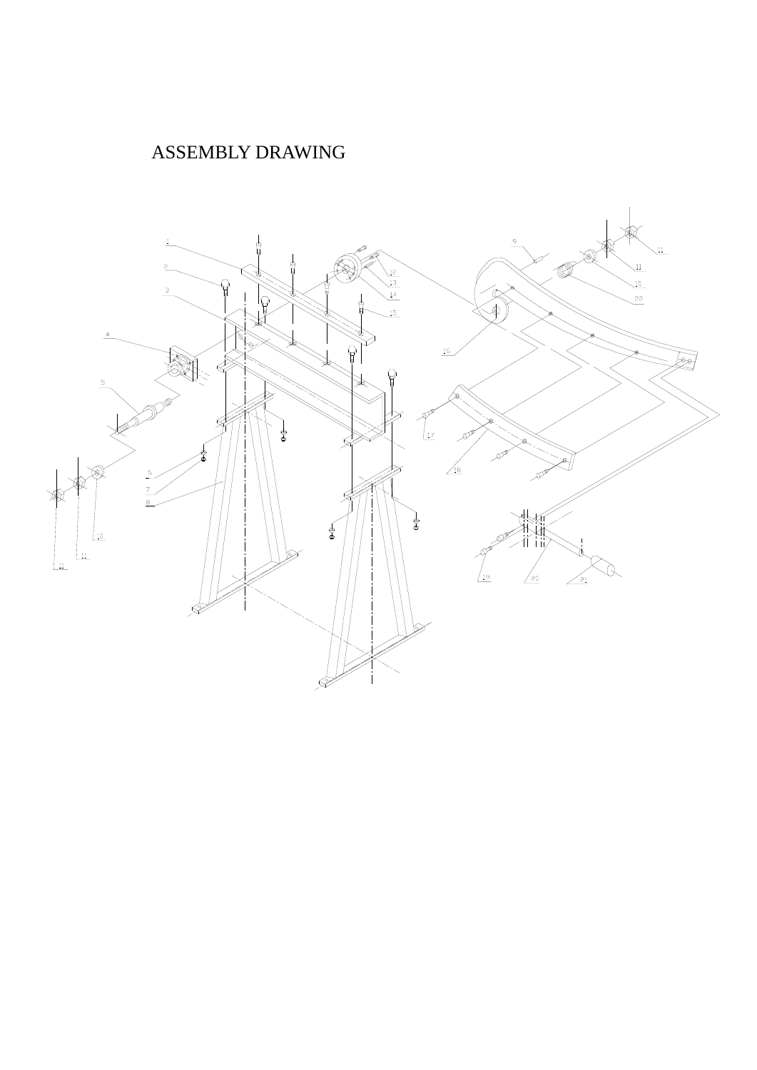# ASSEMBLY DRAWING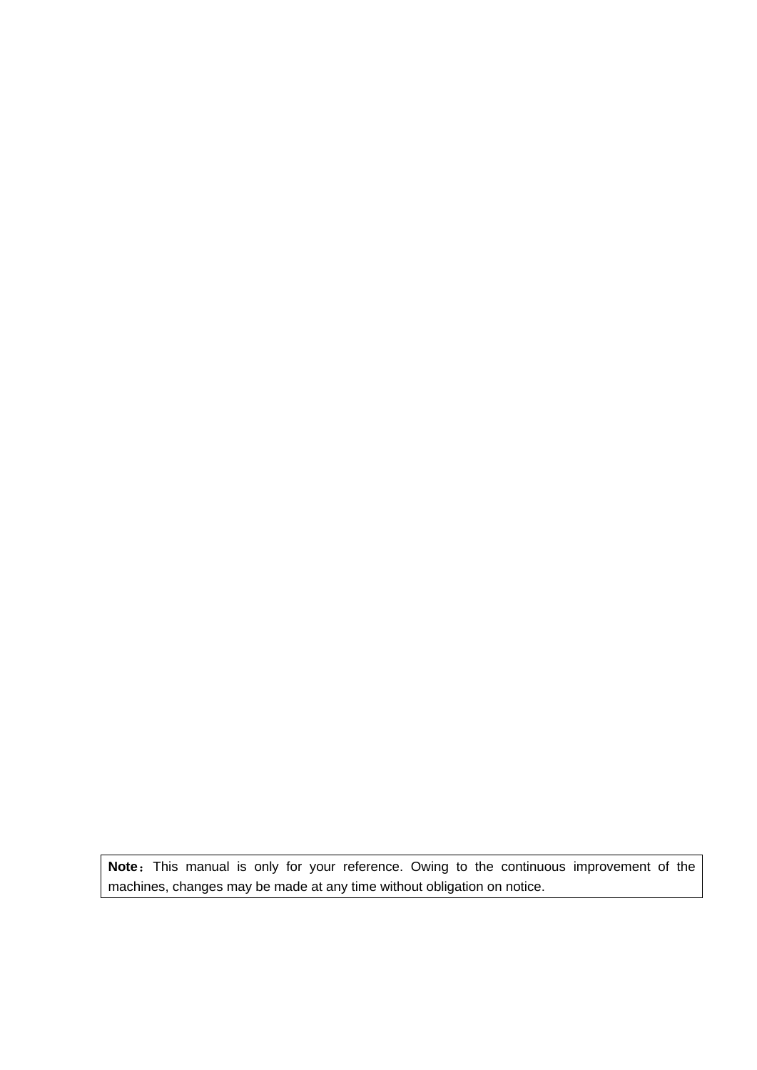**Note**：This manual is only for your reference. Owing to the continuous improvement of the machines, changes may be made at any time without obligation on notice.